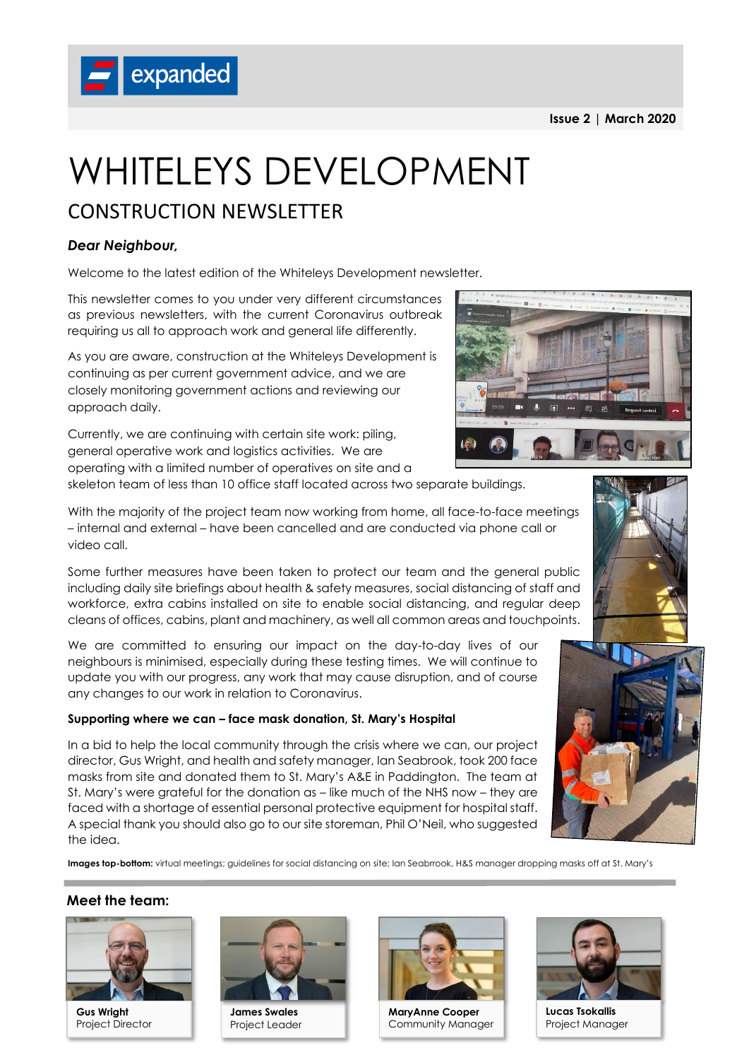expanded

Issue 2 | March 2020

# WHITELEYS DEVELOPMENT

## CONSTRUCTION NEWSLETTER

***Dear Neighbour,***

Welcome to the latest edition of the Whiteleys Development newsletter.

This newsletter comes to you under very different circumstances as previous newsletters, with the current Coronavirus outbreak requiring us all to approach work and general life differently.

As you are aware, construction at the Whiteleys Development is continuing as per current government advice, and we are closely monitoring government actions and reviewing our approach daily.

Currently, we are continuing with certain site work: piling, general operative work and logistics activities. We are operating with a limited number of operatives on site and a skeleton team of less than 10 office staff located across two separate buildings.

With the majority of the project team now working from home, all face-to-face meetings – internal and external – have been cancelled and are conducted via phone call or video call.

Some further measures have been taken to protect our team and the general public including daily site briefings about health & safety measures, social distancing of staff and workforce, extra cabins installed on site to enable social distancing, and regular deep cleans of offices, cabins, plant and machinery, as well all common areas and touchpoints.

We are committed to ensuring our impact on the day-to-day lives of our neighbours is minimised, especially during these testing times. We will continue to update you with our progress, any work that may cause disruption, and of course any changes to our work in relation to Coronavirus.

**Supporting where we can – face mask donation, St. Mary's Hospital**

In a bid to help the local community through the crisis where we can, our project director, Gus Wright, and health and safety manager, Ian Seabrook, took 200 face masks from site and donated them to St. Mary's A&E in Paddington. The team at St. Mary's were grateful for the donation as – like much of the NHS now – they are faced with a shortage of essential personal protective equipment for hospital staff. A special thank you should also go to our site storeman, Phil O'Neil, who suggested the idea.

**Images top-bottom:** virtual meetings; guidelines for social distancing on site; Ian Seabrrook, H&S manager dropping masks off at St. Mary's

### Meet the team:

**Gus Wright**
Project Director

**James Swales**
Project Leader

**MaryAnne Cooper**
Community Manager

**Lucas Tsokallis**
Project Manager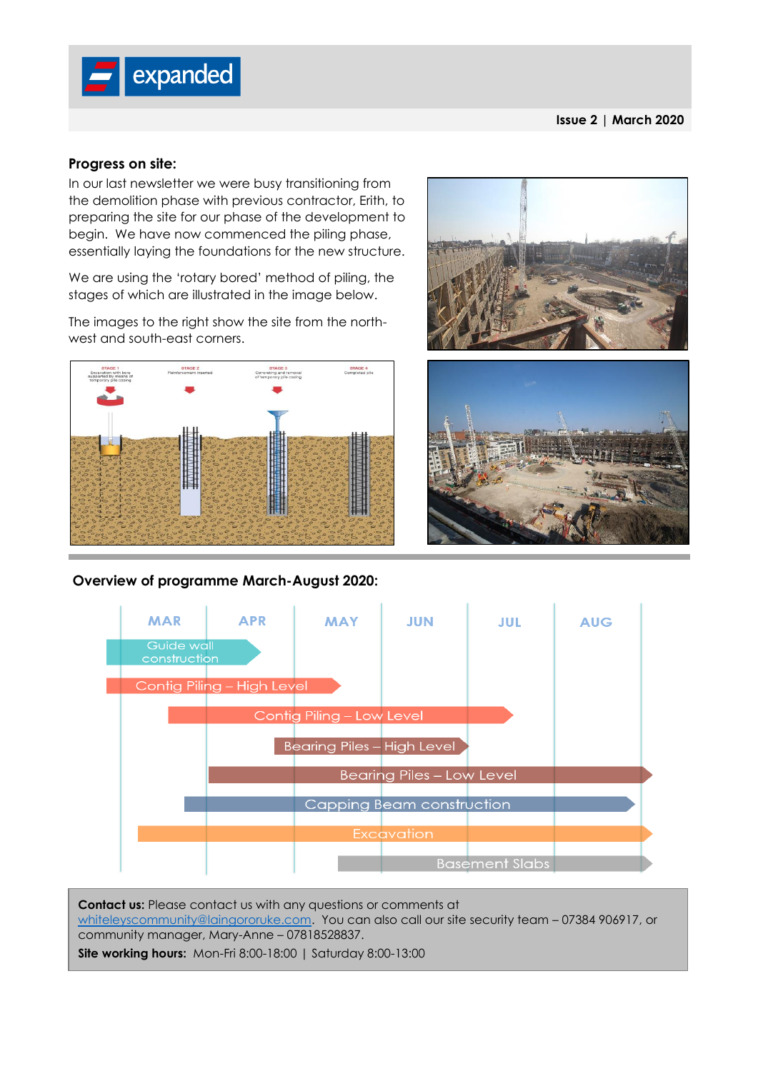expanded

**Issue 2 | March 2020**

## Progress on site:

In our last newsletter we were busy transitioning from the demolition phase with previous contractor, Erith, to preparing the site for our phase of the development to begin. We have now commenced the piling phase, essentially laying the foundations for the new structure.

We are using the 'rotary bored' method of piling, the stages of which are illustrated in the image below.

The images to the right show the site from the north-west and south-east corners.

STAGE 1
Excavation with bore supported by means of temporary pile casing

STAGE 2
Reinforcement inserted

STAGE 3
Concreting and removal of temporary pile casing

STAGE 4
Completed pile

## Overview of programme March-August 2020:

MAR
APR
MAY
JUN
JUL
AUG

Guide wall construction
Contig Piling – High Level
Contig Piling – Low Level
Bearing Piles – High Level
Bearing Piles – Low Level
Capping Beam construction
Excavation
Basement Slabs

**Contact us:** Please contact us with any questions or comments at whiteleyscommunity@laingororuke.com. You can also call our site security team – 07384 906917, or community manager, Mary-Anne – 07818528837.

**Site working hours:** Mon-Fri 8:00-18:00 | Saturday 8:00-13:00